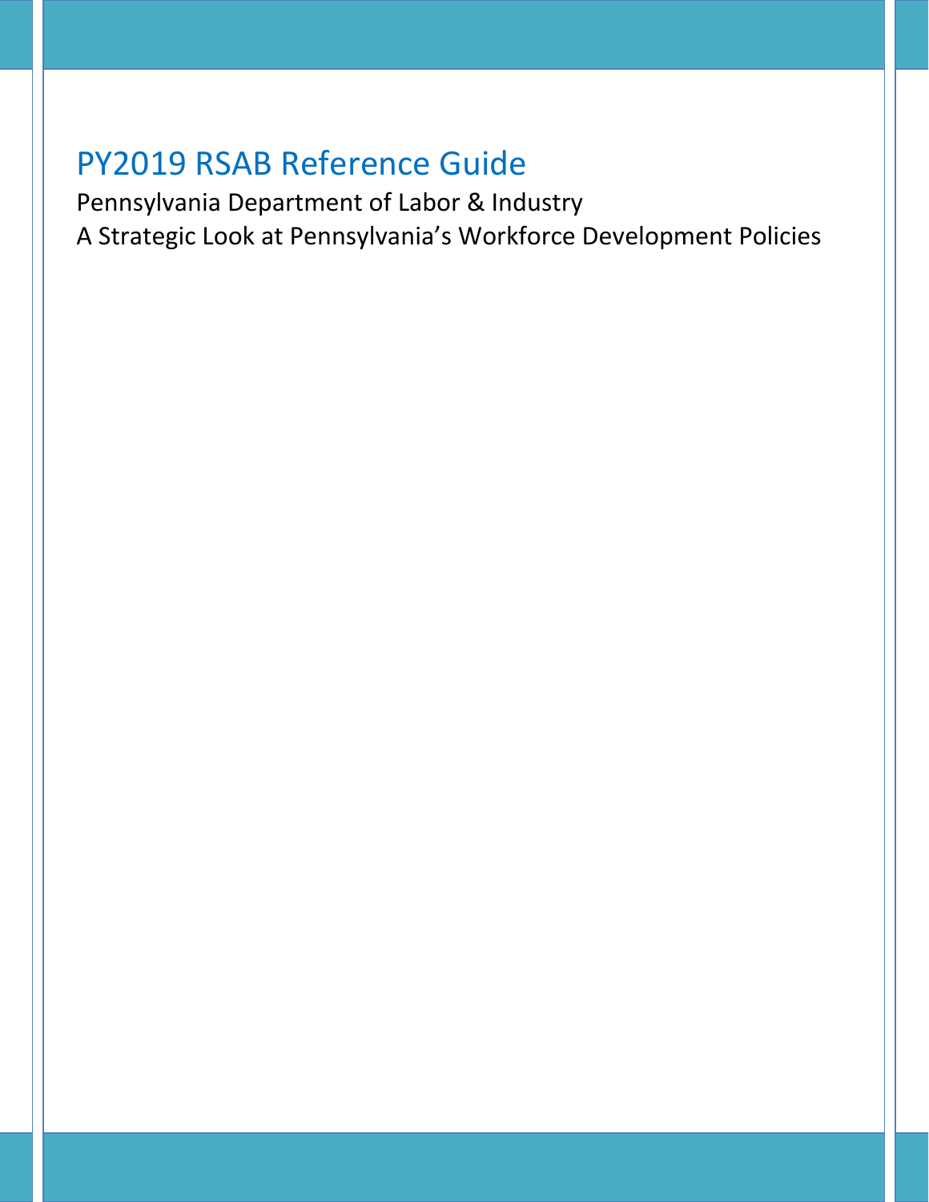# PY2019 RSAB Reference Guide

Pennsylvania Department of Labor & Industry

A Strategic Look at Pennsylvania's Workforce Development Policies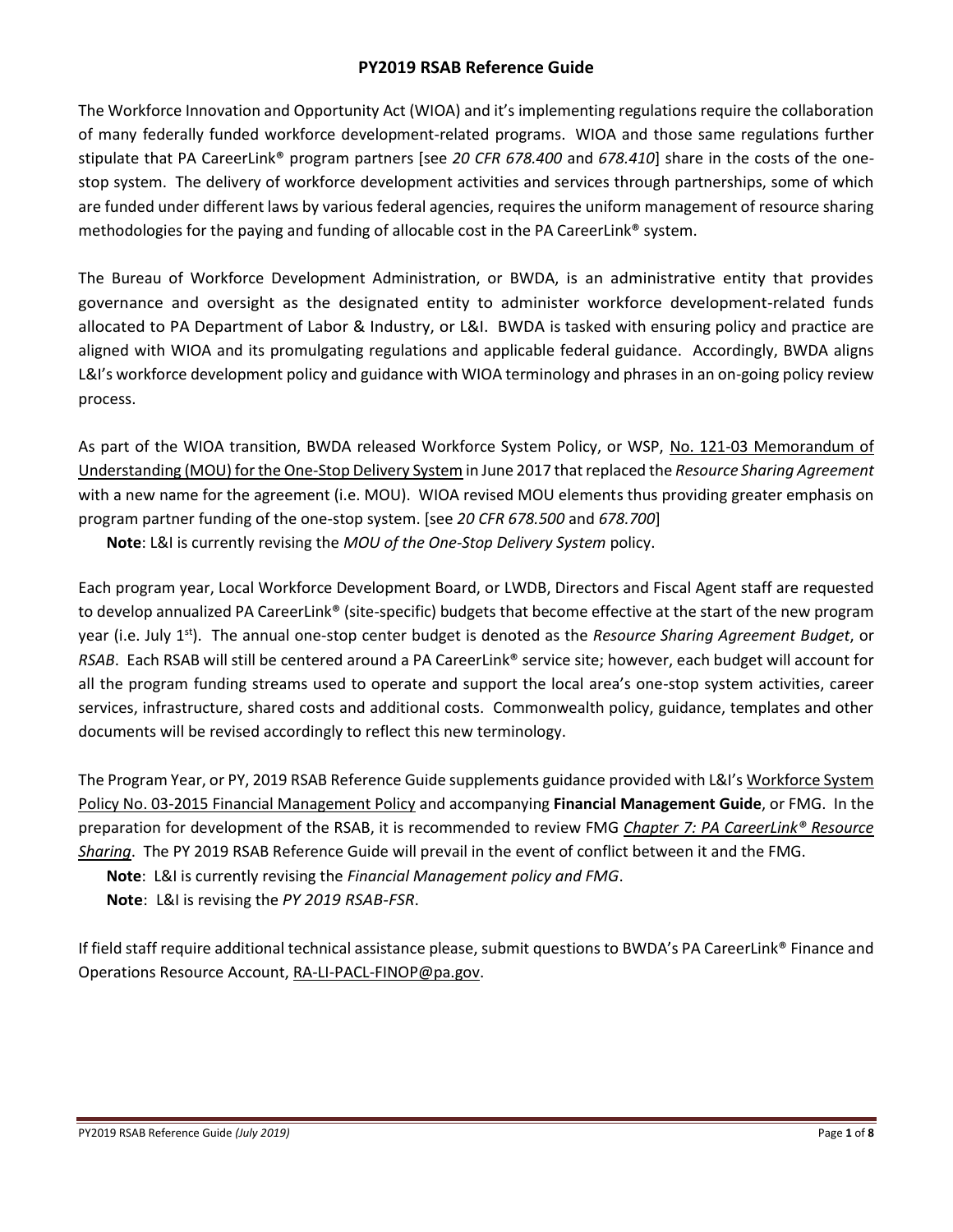# PY2019 RSAB Reference Guide

The Workforce Innovation and Opportunity Act (WIOA) and it's implementing regulations require the collaboration of many federally funded workforce development-related programs. WIOA and those same regulations further stipulate that PA CareerLink® program partners [see *20 CFR 678.400* and *678.410*] share in the costs of the one-stop system. The delivery of workforce development activities and services through partnerships, some of which are funded under different laws by various federal agencies, requires the uniform management of resource sharing methodologies for the paying and funding of allocable cost in the PA CareerLink® system.

The Bureau of Workforce Development Administration, or BWDA, is an administrative entity that provides governance and oversight as the designated entity to administer workforce development-related funds allocated to PA Department of Labor & Industry, or L&I. BWDA is tasked with ensuring policy and practice are aligned with WIOA and its promulgating regulations and applicable federal guidance. Accordingly, BWDA aligns L&I's workforce development policy and guidance with WIOA terminology and phrases in an on-going policy review process.

As part of the WIOA transition, BWDA released Workforce System Policy, or WSP, No. 121-03 Memorandum of Understanding (MOU) for the One-Stop Delivery System in June 2017 that replaced the *Resource Sharing Agreement* with a new name for the agreement (i.e. MOU). WIOA revised MOU elements thus providing greater emphasis on program partner funding of the one-stop system. [see *20 CFR 678.500* and *678.700*]

**Note**: L&I is currently revising the *MOU of the One-Stop Delivery System* policy.

Each program year, Local Workforce Development Board, or LWDB, Directors and Fiscal Agent staff are requested to develop annualized PA CareerLink® (site-specific) budgets that become effective at the start of the new program year (i.e. July 1st). The annual one-stop center budget is denoted as the *Resource Sharing Agreement Budget*, or *RSAB*. Each RSAB will still be centered around a PA CareerLink® service site; however, each budget will account for all the program funding streams used to operate and support the local area's one-stop system activities, career services, infrastructure, shared costs and additional costs. Commonwealth policy, guidance, templates and other documents will be revised accordingly to reflect this new terminology.

The Program Year, or PY, 2019 RSAB Reference Guide supplements guidance provided with L&I's Workforce System Policy No. 03-2015 Financial Management Policy and accompanying **Financial Management Guide**, or FMG. In the preparation for development of the RSAB, it is recommended to review FMG *Chapter 7: PA CareerLink® Resource Sharing*. The PY 2019 RSAB Reference Guide will prevail in the event of conflict between it and the FMG.

**Note**: L&I is currently revising the *Financial Management policy and FMG*.

**Note**: L&I is revising the *PY 2019 RSAB-FSR*.

If field staff require additional technical assistance please, submit questions to BWDA's PA CareerLink® Finance and Operations Resource Account, RA-LI-PACL-FINOP@pa.gov.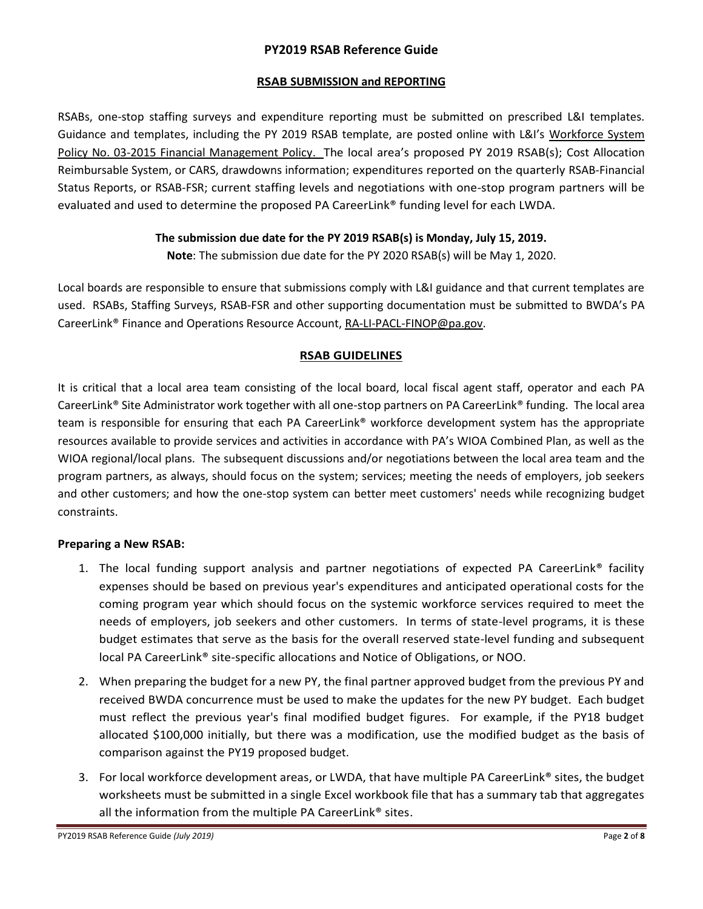# PY2019 RSAB Reference Guide

## RSAB SUBMISSION and REPORTING

RSABs, one-stop staffing surveys and expenditure reporting must be submitted on prescribed L&I templates. Guidance and templates, including the PY 2019 RSAB template, are posted online with L&I's Workforce System Policy No. 03-2015 Financial Management Policy. The local area's proposed PY 2019 RSAB(s); Cost Allocation Reimbursable System, or CARS, drawdowns information; expenditures reported on the quarterly RSAB-Financial Status Reports, or RSAB-FSR; current staffing levels and negotiations with one-stop program partners will be evaluated and used to determine the proposed PA CareerLink® funding level for each LWDA.

**The submission due date for the PY 2019 RSAB(s) is Monday, July 15, 2019.**

**Note**: The submission due date for the PY 2020 RSAB(s) will be May 1, 2020.

Local boards are responsible to ensure that submissions comply with L&I guidance and that current templates are used. RSABs, Staffing Surveys, RSAB-FSR and other supporting documentation must be submitted to BWDA's PA CareerLink® Finance and Operations Resource Account, RA-LI-PACL-FINOP@pa.gov.

## RSAB GUIDELINES

It is critical that a local area team consisting of the local board, local fiscal agent staff, operator and each PA CareerLink® Site Administrator work together with all one-stop partners on PA CareerLink® funding. The local area team is responsible for ensuring that each PA CareerLink® workforce development system has the appropriate resources available to provide services and activities in accordance with PA's WIOA Combined Plan, as well as the WIOA regional/local plans. The subsequent discussions and/or negotiations between the local area team and the program partners, as always, should focus on the system; services; meeting the needs of employers, job seekers and other customers; and how the one-stop system can better meet customers' needs while recognizing budget constraints.

**Preparing a New RSAB:**

1. The local funding support analysis and partner negotiations of expected PA CareerLink® facility expenses should be based on previous year's expenditures and anticipated operational costs for the coming program year which should focus on the systemic workforce services required to meet the needs of employers, job seekers and other customers. In terms of state-level programs, it is these budget estimates that serve as the basis for the overall reserved state-level funding and subsequent local PA CareerLink® site-specific allocations and Notice of Obligations, or NOO.
2. When preparing the budget for a new PY, the final partner approved budget from the previous PY and received BWDA concurrence must be used to make the updates for the new PY budget. Each budget must reflect the previous year's final modified budget figures. For example, if the PY18 budget allocated $100,000 initially, but there was a modification, use the modified budget as the basis of comparison against the PY19 proposed budget.
3. For local workforce development areas, or LWDA, that have multiple PA CareerLink® sites, the budget worksheets must be submitted in a single Excel workbook file that has a summary tab that aggregates all the information from the multiple PA CareerLink® sites.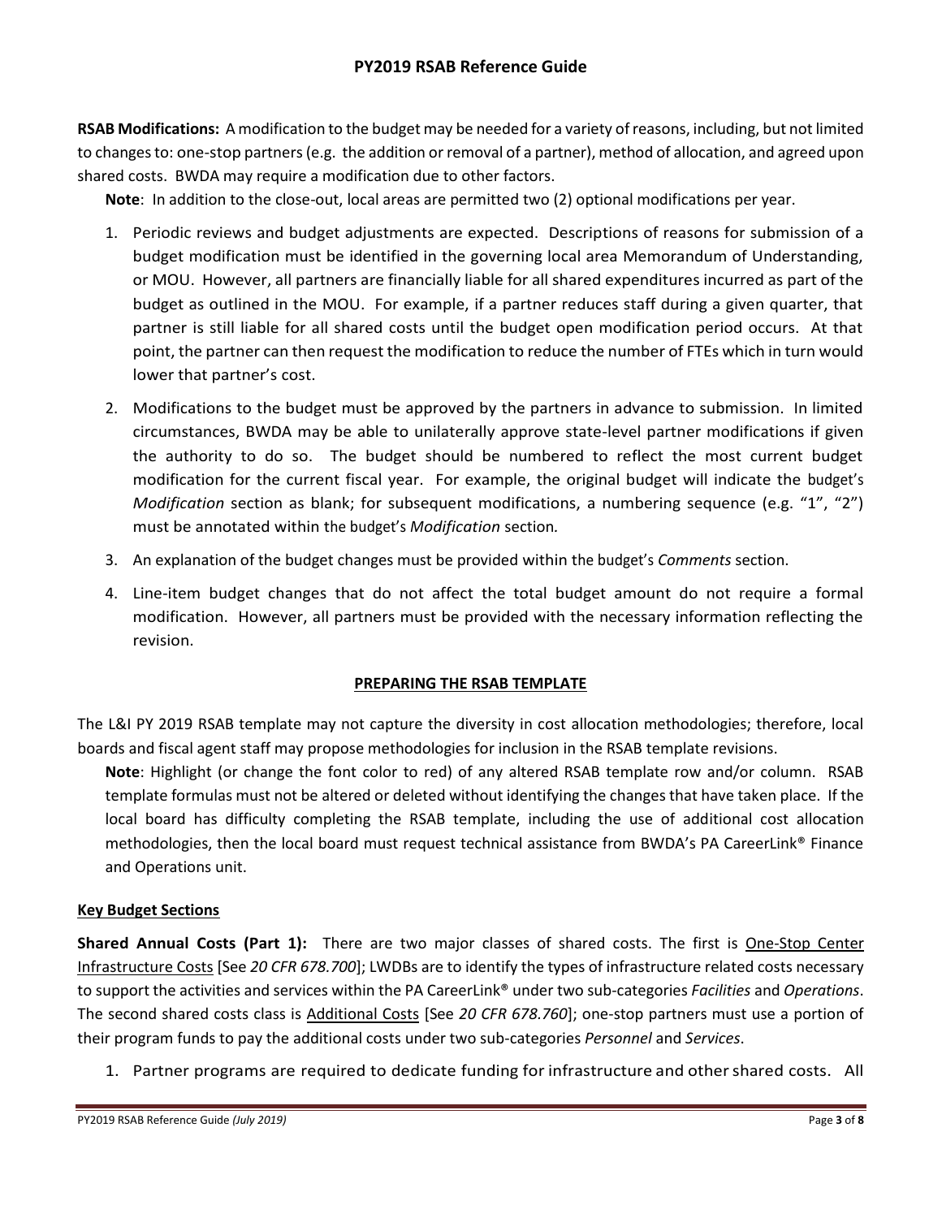**RSAB Modifications:** A modification to the budget may be needed for a variety of reasons, including, but not limited to changes to: one-stop partners (e.g. the addition or removal of a partner), method of allocation, and agreed upon shared costs. BWDA may require a modification due to other factors.

**Note**: In addition to the close-out, local areas are permitted two (2) optional modifications per year.

1. Periodic reviews and budget adjustments are expected. Descriptions of reasons for submission of a budget modification must be identified in the governing local area Memorandum of Understanding, or MOU. However, all partners are financially liable for all shared expenditures incurred as part of the budget as outlined in the MOU. For example, if a partner reduces staff during a given quarter, that partner is still liable for all shared costs until the budget open modification period occurs. At that point, the partner can then request the modification to reduce the number of FTEs which in turn would lower that partner's cost.
2. Modifications to the budget must be approved by the partners in advance to submission. In limited circumstances, BWDA may be able to unilaterally approve state-level partner modifications if given the authority to do so. The budget should be numbered to reflect the most current budget modification for the current fiscal year. For example, the original budget will indicate the budget's *Modification* section as blank; for subsequent modifications, a numbering sequence (e.g. "1", "2") must be annotated within the budget's *Modification* section.
3. An explanation of the budget changes must be provided within the budget's *Comments* section.
4. Line-item budget changes that do not affect the total budget amount do not require a formal modification. However, all partners must be provided with the necessary information reflecting the revision.

## PREPARING THE RSAB TEMPLATE

The L&I PY 2019 RSAB template may not capture the diversity in cost allocation methodologies; therefore, local boards and fiscal agent staff may propose methodologies for inclusion in the RSAB template revisions.

**Note**: Highlight (or change the font color to red) of any altered RSAB template row and/or column. RSAB template formulas must not be altered or deleted without identifying the changes that have taken place. If the local board has difficulty completing the RSAB template, including the use of additional cost allocation methodologies, then the local board must request technical assistance from BWDA's PA CareerLink® Finance and Operations unit.

### Key Budget Sections

**Shared Annual Costs (Part 1):** There are two major classes of shared costs. The first is One-Stop Center Infrastructure Costs [See *20 CFR 678.700*]; LWDBs are to identify the types of infrastructure related costs necessary to support the activities and services within the PA CareerLink® under two sub-categories *Facilities* and *Operations*. The second shared costs class is Additional Costs [See *20 CFR 678.760*]; one-stop partners must use a portion of their program funds to pay the additional costs under two sub-categories *Personnel* and *Services*.

1. Partner programs are required to dedicate funding for infrastructure and other shared costs. All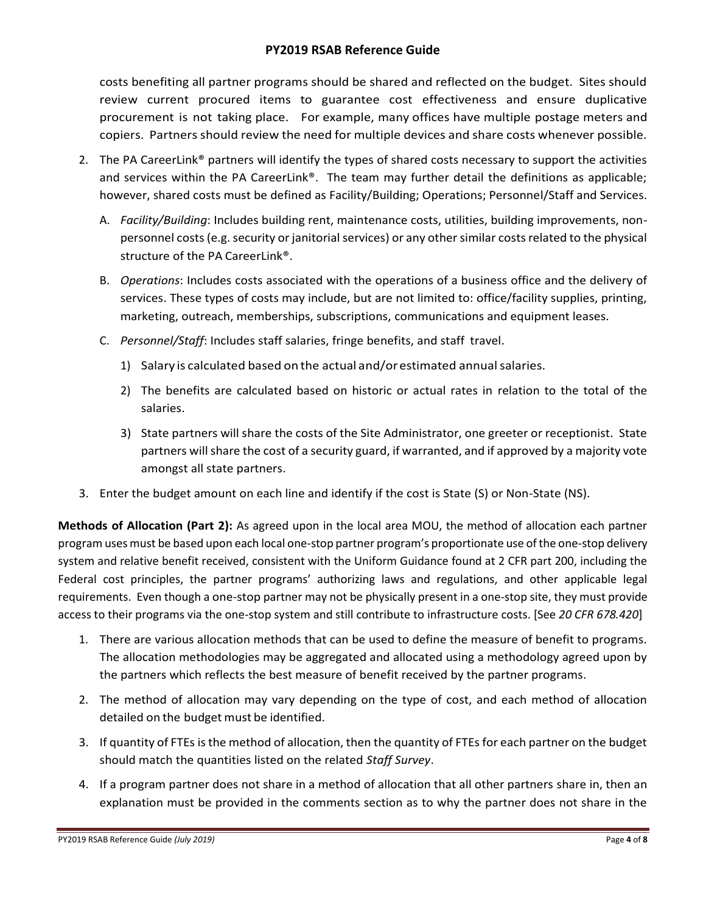costs benefiting all partner programs should be shared and reflected on the budget. Sites should review current procured items to guarantee cost effectiveness and ensure duplicative procurement is not taking place. For example, many offices have multiple postage meters and copiers. Partners should review the need for multiple devices and share costs whenever possible.

2. The PA CareerLink® partners will identify the types of shared costs necessary to support the activities and services within the PA CareerLink®. The team may further detail the definitions as applicable; however, shared costs must be defined as Facility/Building; Operations; Personnel/Staff and Services.
   A. *Facility/Building*: Includes building rent, maintenance costs, utilities, building improvements, non-personnel costs (e.g. security or janitorial services) or any other similar costs related to the physical structure of the PA CareerLink®.
   B. *Operations*: Includes costs associated with the operations of a business office and the delivery of services. These types of costs may include, but are not limited to: office/facility supplies, printing, marketing, outreach, memberships, subscriptions, communications and equipment leases.
   C. *Personnel/Staff*: Includes staff salaries, fringe benefits, and staff travel.
      1) Salary is calculated based on the actual and/or estimated annual salaries.
      2) The benefits are calculated based on historic or actual rates in relation to the total of the salaries.
      3) State partners will share the costs of the Site Administrator, one greeter or receptionist. State partners will share the cost of a security guard, if warranted, and if approved by a majority vote amongst all state partners.
3. Enter the budget amount on each line and identify if the cost is State (S) or Non-State (NS).

**Methods of Allocation (Part 2):** As agreed upon in the local area MOU, the method of allocation each partner program uses must be based upon each local one-stop partner program's proportionate use of the one-stop delivery system and relative benefit received, consistent with the Uniform Guidance found at 2 CFR part 200, including the Federal cost principles, the partner programs' authorizing laws and regulations, and other applicable legal requirements. Even though a one-stop partner may not be physically present in a one-stop site, they must provide access to their programs via the one-stop system and still contribute to infrastructure costs. [See *20 CFR 678.420*]

1. There are various allocation methods that can be used to define the measure of benefit to programs. The allocation methodologies may be aggregated and allocated using a methodology agreed upon by the partners which reflects the best measure of benefit received by the partner programs.
2. The method of allocation may vary depending on the type of cost, and each method of allocation detailed on the budget must be identified.
3. If quantity of FTEs is the method of allocation, then the quantity of FTEs for each partner on the budget should match the quantities listed on the related *Staff Survey*.
4. If a program partner does not share in a method of allocation that all other partners share in, then an explanation must be provided in the comments section as to why the partner does not share in the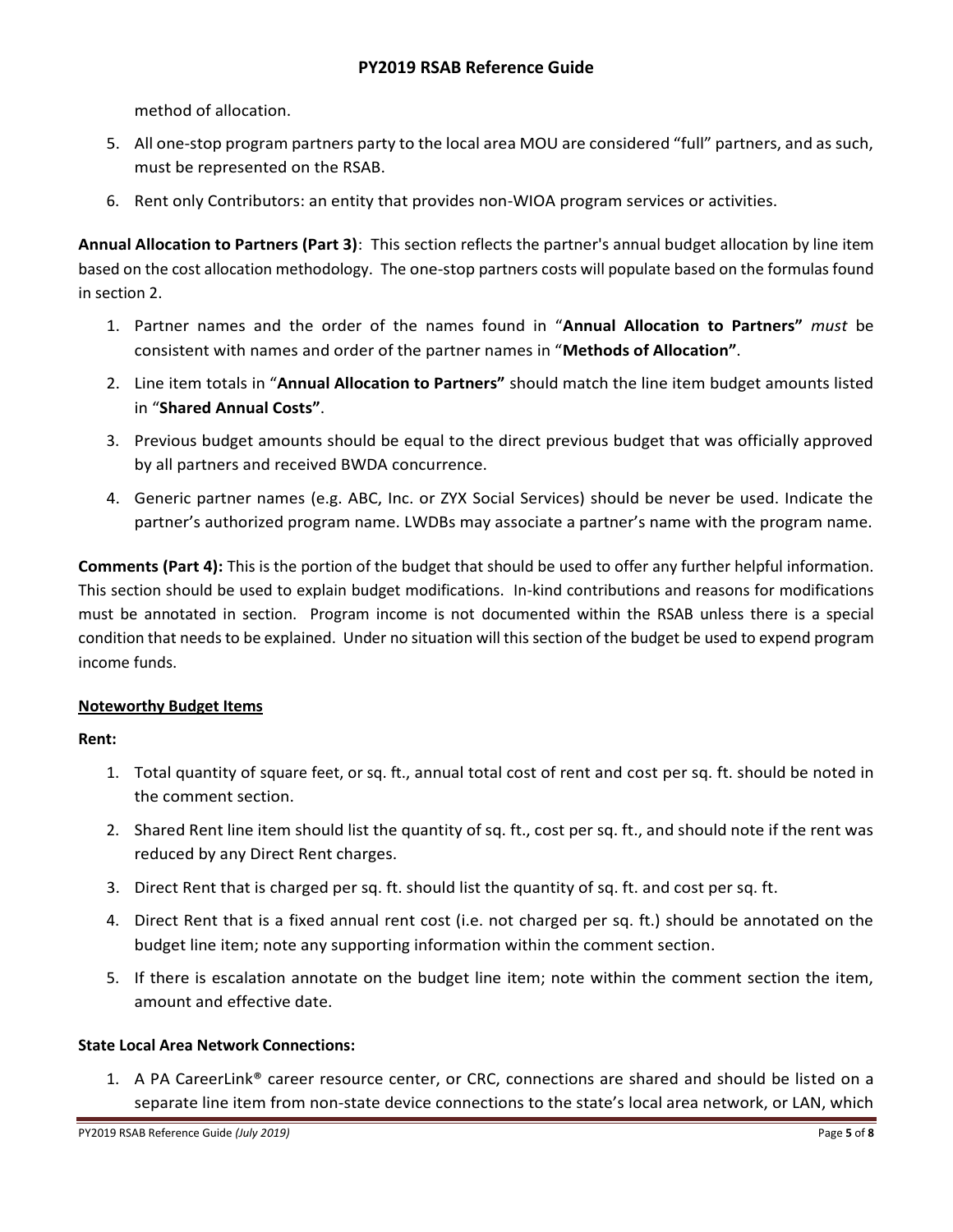method of allocation.

5. All one-stop program partners party to the local area MOU are considered "full" partners, and as such, must be represented on the RSAB.
6. Rent only Contributors: an entity that provides non-WIOA program services or activities.

**Annual Allocation to Partners (Part 3)**: This section reflects the partner's annual budget allocation by line item based on the cost allocation methodology. The one-stop partners costs will populate based on the formulas found in section 2.

1. Partner names and the order of the names found in "**Annual Allocation to Partners**" *must* be consistent with names and order of the partner names in "**Methods of Allocation**".
2. Line item totals in "**Annual Allocation to Partners**" should match the line item budget amounts listed in "**Shared Annual Costs**".
3. Previous budget amounts should be equal to the direct previous budget that was officially approved by all partners and received BWDA concurrence.
4. Generic partner names (e.g. ABC, Inc. or ZYX Social Services) should be never be used. Indicate the partner's authorized program name. LWDBs may associate a partner's name with the program name.

**Comments (Part 4):** This is the portion of the budget that should be used to offer any further helpful information. This section should be used to explain budget modifications. In-kind contributions and reasons for modifications must be annotated in section. Program income is not documented within the RSAB unless there is a special condition that needs to be explained. Under no situation will this section of the budget be used to expend program income funds.

**Noteworthy Budget Items**

**Rent:**

1. Total quantity of square feet, or sq. ft., annual total cost of rent and cost per sq. ft. should be noted in the comment section.
2. Shared Rent line item should list the quantity of sq. ft., cost per sq. ft., and should note if the rent was reduced by any Direct Rent charges.
3. Direct Rent that is charged per sq. ft. should list the quantity of sq. ft. and cost per sq. ft.
4. Direct Rent that is a fixed annual rent cost (i.e. not charged per sq. ft.) should be annotated on the budget line item; note any supporting information within the comment section.
5. If there is escalation annotate on the budget line item; note within the comment section the item, amount and effective date.

**State Local Area Network Connections:**

1. A PA CareerLink® career resource center, or CRC, connections are shared and should be listed on a separate line item from non-state device connections to the state's local area network, or LAN, which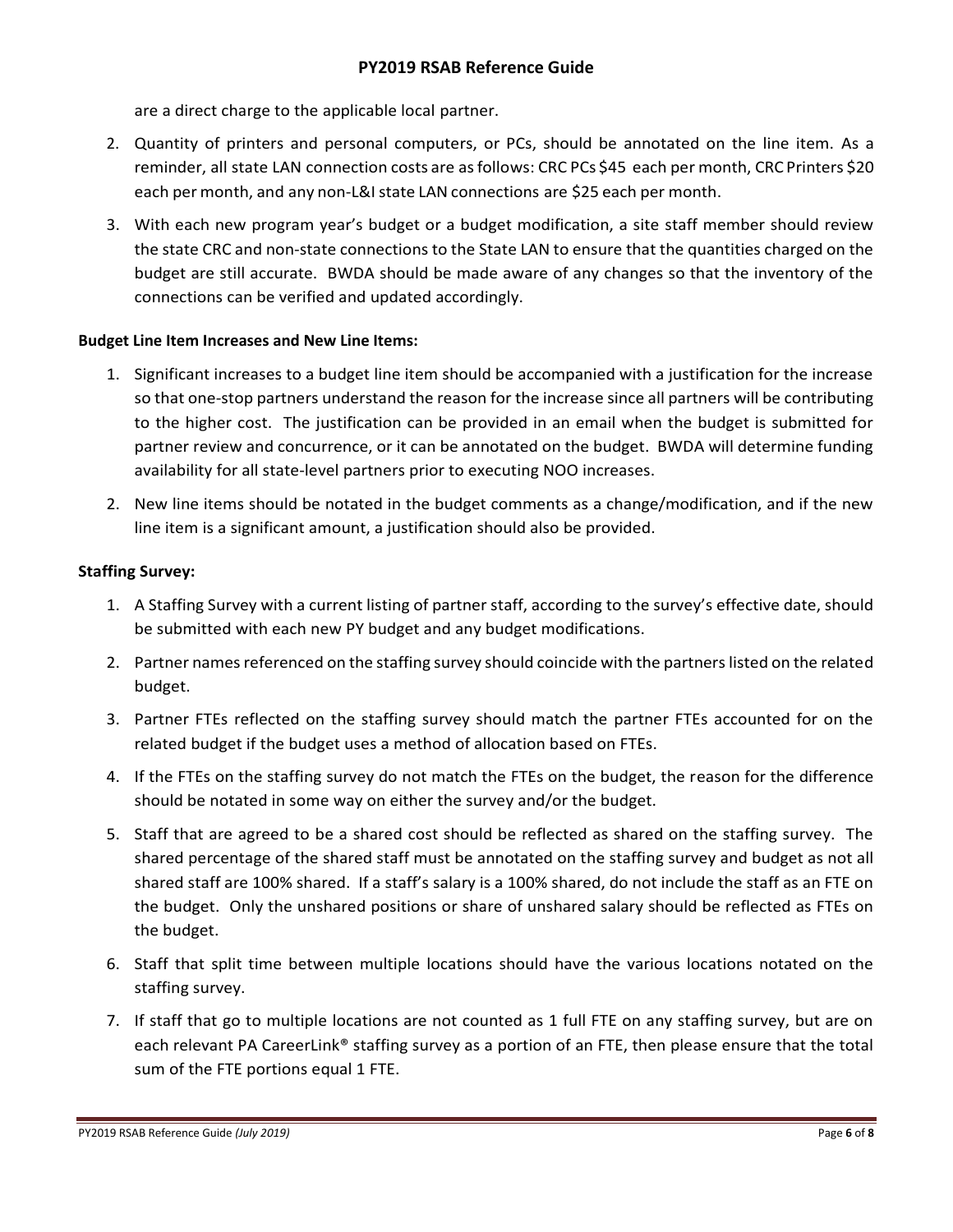are a direct charge to the applicable local partner.

2. Quantity of printers and personal computers, or PCs, should be annotated on the line item. As a reminder, all state LAN connection costs are as follows: CRC PCs $45 each per month, CRC Printers $20 each per month, and any non-L&I state LAN connections are $25 each per month.
3. With each new program year's budget or a budget modification, a site staff member should review the state CRC and non-state connections to the State LAN to ensure that the quantities charged on the budget are still accurate. BWDA should be made aware of any changes so that the inventory of the connections can be verified and updated accordingly.

**Budget Line Item Increases and New Line Items:**

1. Significant increases to a budget line item should be accompanied with a justification for the increase so that one-stop partners understand the reason for the increase since all partners will be contributing to the higher cost. The justification can be provided in an email when the budget is submitted for partner review and concurrence, or it can be annotated on the budget. BWDA will determine funding availability for all state-level partners prior to executing NOO increases.
2. New line items should be notated in the budget comments as a change/modification, and if the new line item is a significant amount, a justification should also be provided.

**Staffing Survey:**

1. A Staffing Survey with a current listing of partner staff, according to the survey's effective date, should be submitted with each new PY budget and any budget modifications.
2. Partner names referenced on the staffing survey should coincide with the partners listed on the related budget.
3. Partner FTEs reflected on the staffing survey should match the partner FTEs accounted for on the related budget if the budget uses a method of allocation based on FTEs.
4. If the FTEs on the staffing survey do not match the FTEs on the budget, the reason for the difference should be notated in some way on either the survey and/or the budget.
5. Staff that are agreed to be a shared cost should be reflected as shared on the staffing survey. The shared percentage of the shared staff must be annotated on the staffing survey and budget as not all shared staff are 100% shared. If a staff's salary is a 100% shared, do not include the staff as an FTE on the budget. Only the unshared positions or share of unshared salary should be reflected as FTEs on the budget.
6. Staff that split time between multiple locations should have the various locations notated on the staffing survey.
7. If staff that go to multiple locations are not counted as 1 full FTE on any staffing survey, but are on each relevant PA CareerLink® staffing survey as a portion of an FTE, then please ensure that the total sum of the FTE portions equal 1 FTE.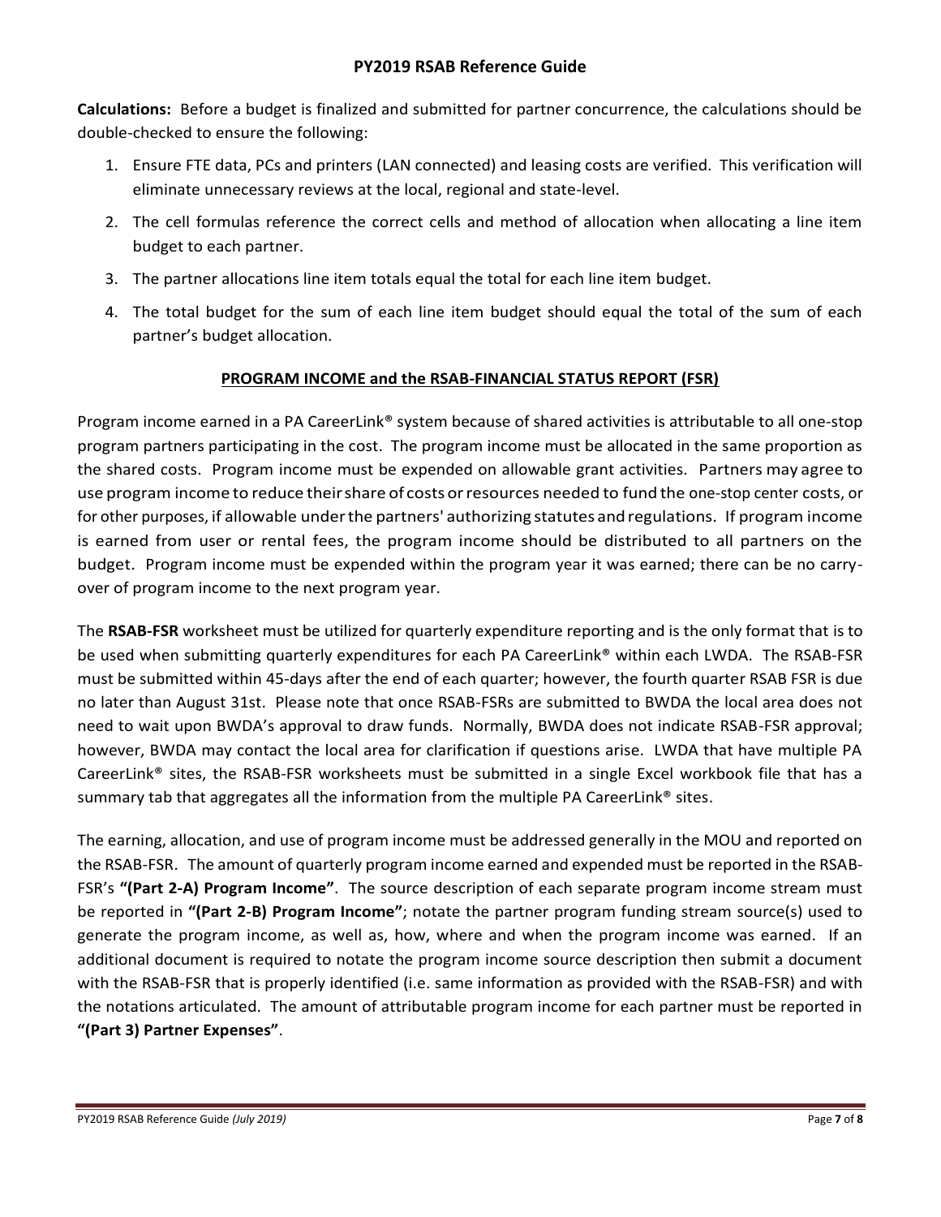**Calculations:** Before a budget is finalized and submitted for partner concurrence, the calculations should be double-checked to ensure the following:

1. Ensure FTE data, PCs and printers (LAN connected) and leasing costs are verified. This verification will eliminate unnecessary reviews at the local, regional and state-level.
2. The cell formulas reference the correct cells and method of allocation when allocating a line item budget to each partner.
3. The partner allocations line item totals equal the total for each line item budget.
4. The total budget for the sum of each line item budget should equal the total of the sum of each partner's budget allocation.

## PROGRAM INCOME and the RSAB-FINANCIAL STATUS REPORT (FSR)

Program income earned in a PA CareerLink® system because of shared activities is attributable to all one-stop program partners participating in the cost. The program income must be allocated in the same proportion as the shared costs. Program income must be expended on allowable grant activities. Partners may agree to use program income to reduce their share of costs or resources needed to fund the one-stop center costs, or for other purposes, if allowable under the partners' authorizing statutes and regulations. If program income is earned from user or rental fees, the program income should be distributed to all partners on the budget. Program income must be expended within the program year it was earned; there can be no carry-over of program income to the next program year.

The **RSAB-FSR** worksheet must be utilized for quarterly expenditure reporting and is the only format that is to be used when submitting quarterly expenditures for each PA CareerLink® within each LWDA. The RSAB-FSR must be submitted within 45-days after the end of each quarter; however, the fourth quarter RSAB FSR is due no later than August 31st. Please note that once RSAB-FSRs are submitted to BWDA the local area does not need to wait upon BWDA's approval to draw funds. Normally, BWDA does not indicate RSAB-FSR approval; however, BWDA may contact the local area for clarification if questions arise. LWDA that have multiple PA CareerLink® sites, the RSAB-FSR worksheets must be submitted in a single Excel workbook file that has a summary tab that aggregates all the information from the multiple PA CareerLink® sites.

The earning, allocation, and use of program income must be addressed generally in the MOU and reported on the RSAB-FSR. The amount of quarterly program income earned and expended must be reported in the RSAB-FSR's **"(Part 2-A) Program Income"**. The source description of each separate program income stream must be reported in **"(Part 2-B) Program Income"**; notate the partner program funding stream source(s) used to generate the program income, as well as, how, where and when the program income was earned. If an additional document is required to notate the program income source description then submit a document with the RSAB-FSR that is properly identified (i.e. same information as provided with the RSAB-FSR) and with the notations articulated. The amount of attributable program income for each partner must be reported in **"(Part 3) Partner Expenses"**.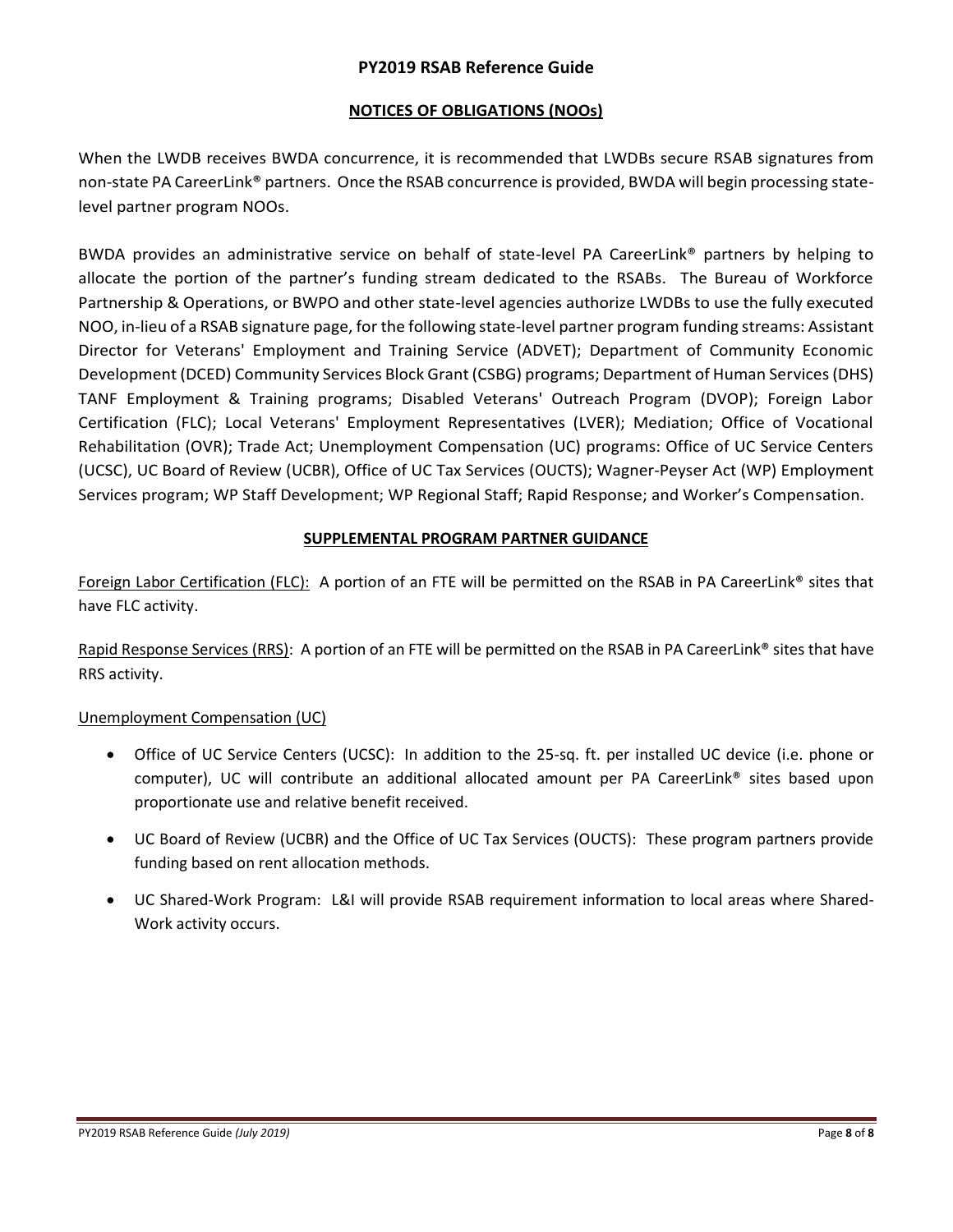## NOTICES OF OBLIGATIONS (NOOs)

When the LWDB receives BWDA concurrence, it is recommended that LWDBs secure RSAB signatures from non-state PA CareerLink® partners. Once the RSAB concurrence is provided, BWDA will begin processing state-level partner program NOOs.

BWDA provides an administrative service on behalf of state-level PA CareerLink® partners by helping to allocate the portion of the partner's funding stream dedicated to the RSABs. The Bureau of Workforce Partnership & Operations, or BWPO and other state-level agencies authorize LWDBs to use the fully executed NOO, in-lieu of a RSAB signature page, for the following state-level partner program funding streams: Assistant Director for Veterans' Employment and Training Service (ADVET); Department of Community Economic Development (DCED) Community Services Block Grant (CSBG) programs; Department of Human Services (DHS) TANF Employment & Training programs; Disabled Veterans' Outreach Program (DVOP); Foreign Labor Certification (FLC); Local Veterans' Employment Representatives (LVER); Mediation; Office of Vocational Rehabilitation (OVR); Trade Act; Unemployment Compensation (UC) programs: Office of UC Service Centers (UCSC), UC Board of Review (UCBR), Office of UC Tax Services (OUCTS); Wagner-Peyser Act (WP) Employment Services program; WP Staff Development; WP Regional Staff; Rapid Response; and Worker's Compensation.

## SUPPLEMENTAL PROGRAM PARTNER GUIDANCE

Foreign Labor Certification (FLC): A portion of an FTE will be permitted on the RSAB in PA CareerLink® sites that have FLC activity.

Rapid Response Services (RRS): A portion of an FTE will be permitted on the RSAB in PA CareerLink® sites that have RRS activity.

Unemployment Compensation (UC)

- Office of UC Service Centers (UCSC): In addition to the 25-sq. ft. per installed UC device (i.e. phone or computer), UC will contribute an additional allocated amount per PA CareerLink® sites based upon proportionate use and relative benefit received.
- UC Board of Review (UCBR) and the Office of UC Tax Services (OUCTS): These program partners provide funding based on rent allocation methods.
- UC Shared-Work Program: L&I will provide RSAB requirement information to local areas where Shared-Work activity occurs.